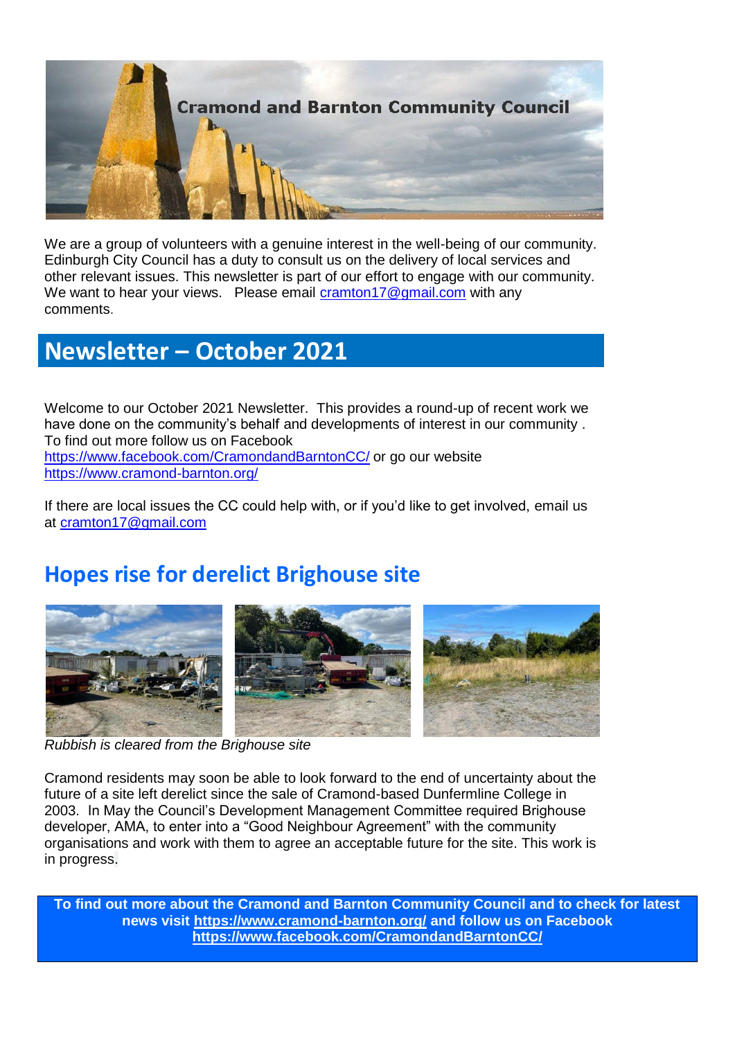# Cramond and Barnton Community Council

We are a group of volunteers with a genuine interest in the well-being of our community. Edinburgh City Council has a duty to consult us on the delivery of local services and other relevant issues. This newsletter is part of our effort to engage with our community. We want to hear your views. Please email cramton17@gmail.com with any comments.

## Newsletter – October 2021

Welcome to our October 2021 Newsletter. This provides a round-up of recent work we have done on the community's behalf and developments of interest in our community . To find out more follow us on Facebook https://www.facebook.com/CramondandBarntonCC/ or go our website https://www.cramond-barnton.org/

If there are local issues the CC could help with, or if you'd like to get involved, email us at cramton17@gmail.com

## Hopes rise for derelict Brighouse site

*Rubbish is cleared from the Brighouse site*

Cramond residents may soon be able to look forward to the end of uncertainty about the future of a site left derelict since the sale of Cramond-based Dunfermline College in 2003. In May the Council's Development Management Committee required Brighouse developer, AMA, to enter into a "Good Neighbour Agreement" with the community organisations and work with them to agree an acceptable future for the site. This work is in progress.

**To find out more about the Cramond and Barnton Community Council and to check for latest news visit https://www.cramond-barnton.org/ and follow us on Facebook https://www.facebook.com/CramondandBarntonCC/**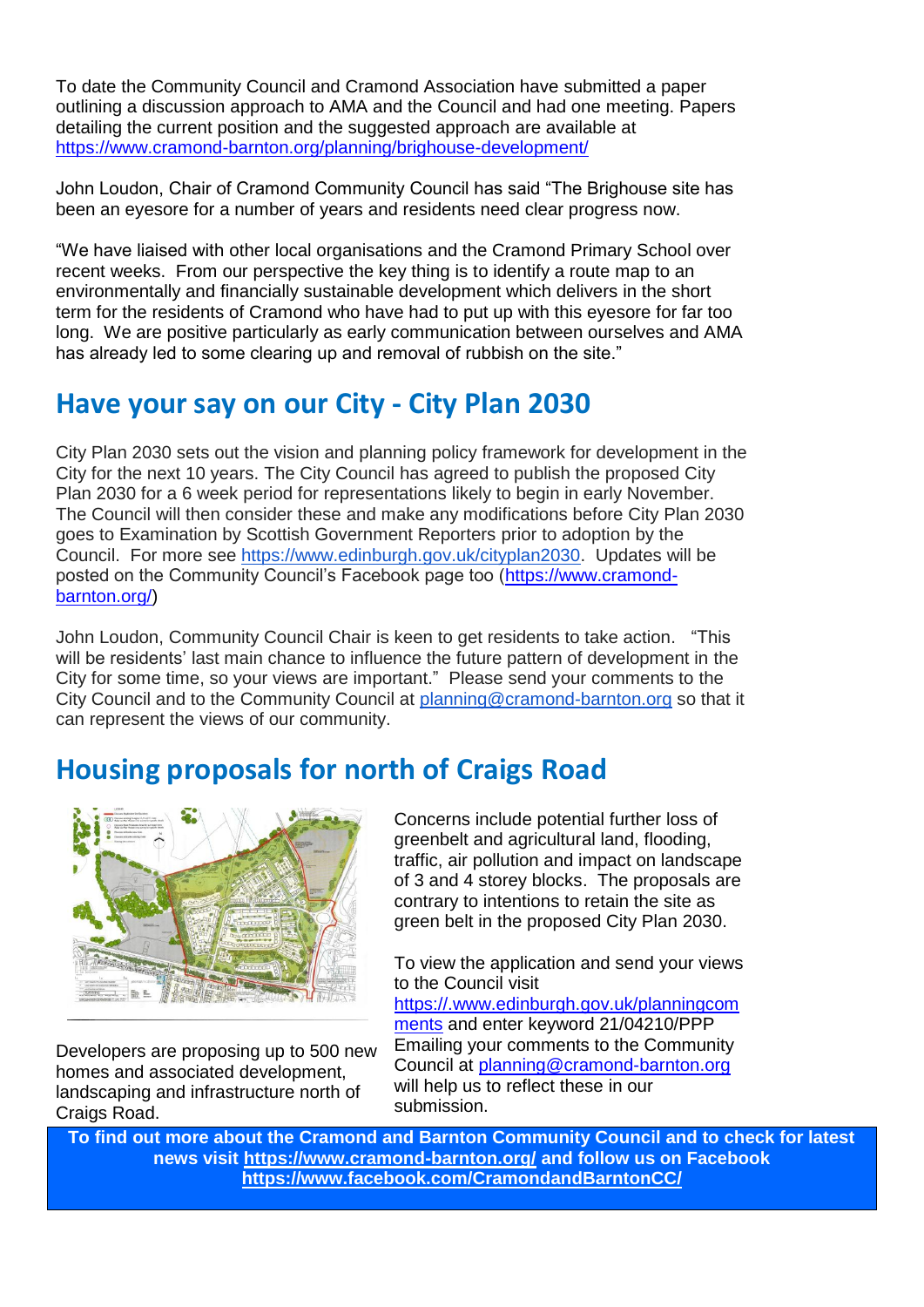To date the Community Council and Cramond Association have submitted a paper outlining a discussion approach to AMA and the Council and had one meeting. Papers detailing the current position and the suggested approach are available at https://www.cramond-barnton.org/planning/brighouse-development/

John Loudon, Chair of Cramond Community Council has said "The Brighouse site has been an eyesore for a number of years and residents need clear progress now.

"We have liaised with other local organisations and the Cramond Primary School over recent weeks. From our perspective the key thing is to identify a route map to an environmentally and financially sustainable development which delivers in the short term for the residents of Cramond who have had to put up with this eyesore for far too long. We are positive particularly as early communication between ourselves and AMA has already led to some clearing up and removal of rubbish on the site."

## Have your say on our City - City Plan 2030

City Plan 2030 sets out the vision and planning policy framework for development in the City for the next 10 years. The City Council has agreed to publish the proposed City Plan 2030 for a 6 week period for representations likely to begin in early November. The Council will then consider these and make any modifications before City Plan 2030 goes to Examination by Scottish Government Reporters prior to adoption by the Council. For more see https://www.edinburgh.gov.uk/cityplan2030. Updates will be posted on the Community Council's Facebook page too (https://www.cramond-barnton.org/)

John Loudon, Community Council Chair is keen to get residents to take action. "This will be residents' last main chance to influence the future pattern of development in the City for some time, so your views are important." Please send your comments to the City Council and to the Community Council at planning@cramond-barnton.org so that it can represent the views of our community.

## Housing proposals for north of Craigs Road

Developers are proposing up to 500 new homes and associated development, landscaping and infrastructure north of Craigs Road.

Concerns include potential further loss of greenbelt and agricultural land, flooding, traffic, air pollution and impact on landscape of 3 and 4 storey blocks. The proposals are contrary to intentions to retain the site as green belt in the proposed City Plan 2030.

To view the application and send your views to the Council visit https://.www.edinburgh.gov.uk/planningcomments and enter keyword 21/04210/PPP Emailing your comments to the Community Council at planning@cramond-barnton.org will help us to reflect these in our submission.

**To find out more about the Cramond and Barnton Community Council and to check for latest news visit https://www.cramond-barnton.org/ and follow us on Facebook https://www.facebook.com/CramondandBarntonCC/**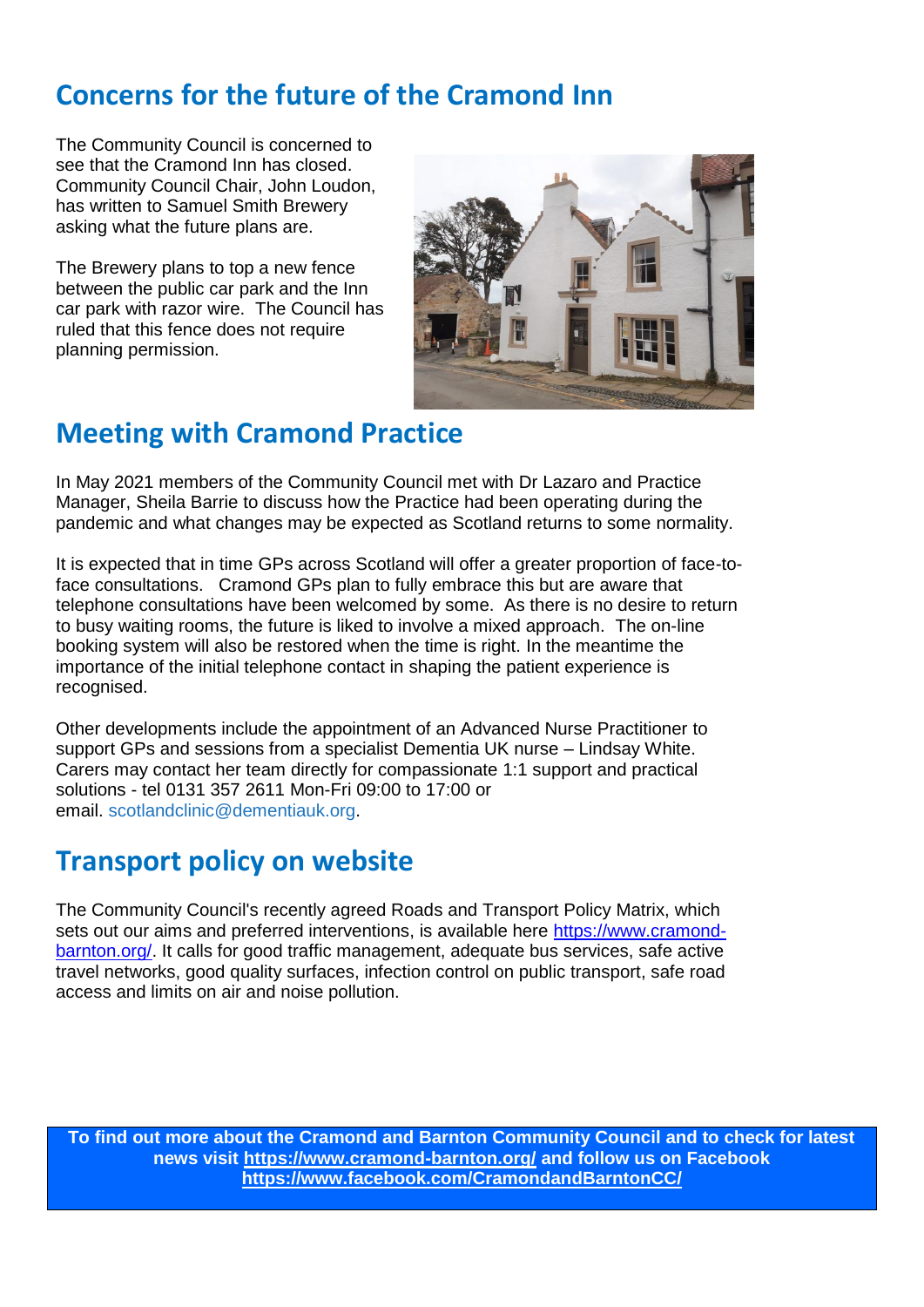## Concerns for the future of the Cramond Inn

The Community Council is concerned to see that the Cramond Inn has closed. Community Council Chair, John Loudon, has written to Samuel Smith Brewery asking what the future plans are.

The Brewery plans to top a new fence between the public car park and the Inn car park with razor wire. The Council has ruled that this fence does not require planning permission.

## Meeting with Cramond Practice

In May 2021 members of the Community Council met with Dr Lazaro and Practice Manager, Sheila Barrie to discuss how the Practice had been operating during the pandemic and what changes may be expected as Scotland returns to some normality.

It is expected that in time GPs across Scotland will offer a greater proportion of face-to-face consultations. Cramond GPs plan to fully embrace this but are aware that telephone consultations have been welcomed by some. As there is no desire to return to busy waiting rooms, the future is liked to involve a mixed approach. The on-line booking system will also be restored when the time is right. In the meantime the importance of the initial telephone contact in shaping the patient experience is recognised.

Other developments include the appointment of an Advanced Nurse Practitioner to support GPs and sessions from a specialist Dementia UK nurse – Lindsay White. Carers may contact her team directly for compassionate 1:1 support and practical solutions - tel 0131 357 2611 Mon-Fri 09:00 to 17:00 or email. scotlandclinic@dementiauk.org.

## Transport policy on website

The Community Council's recently agreed Roads and Transport Policy Matrix, which sets out our aims and preferred interventions, is available here https://www.cramond-barnton.org/. It calls for good traffic management, adequate bus services, safe active travel networks, good quality surfaces, infection control on public transport, safe road access and limits on air and noise pollution.

**To find out more about the Cramond and Barnton Community Council and to check for latest news visit https://www.cramond-barnton.org/ and follow us on Facebook https://www.facebook.com/CramondandBarntonCC/**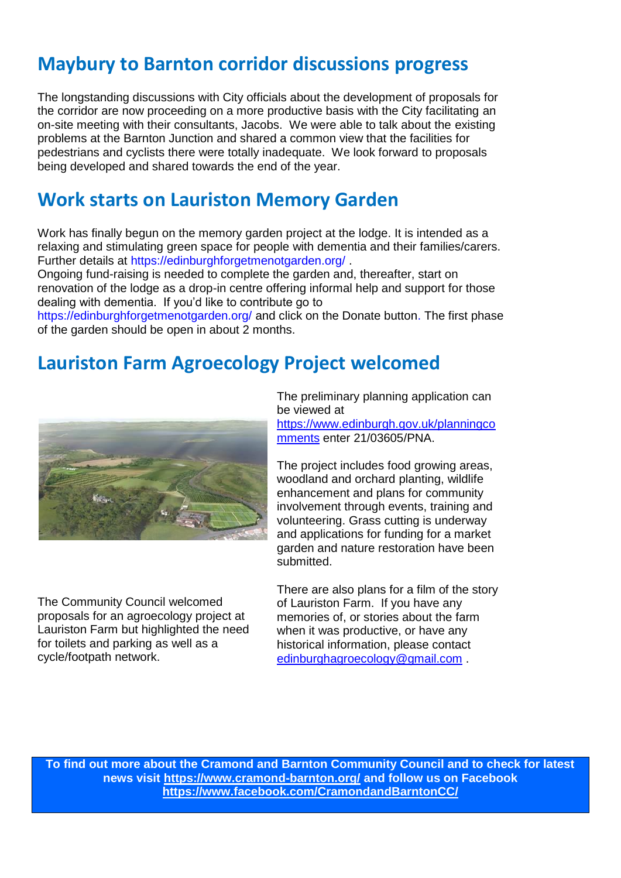## Maybury to Barnton corridor discussions progress

The longstanding discussions with City officials about the development of proposals for the corridor are now proceeding on a more productive basis with the City facilitating an on-site meeting with their consultants, Jacobs. We were able to talk about the existing problems at the Barnton Junction and shared a common view that the facilities for pedestrians and cyclists there were totally inadequate. We look forward to proposals being developed and shared towards the end of the year.

## Work starts on Lauriston Memory Garden

Work has finally begun on the memory garden project at the lodge. It is intended as a relaxing and stimulating green space for people with dementia and their families/carers. Further details at https://edinburghforgetmenotgarden.org/ .
Ongoing fund-raising is needed to complete the garden and, thereafter, start on renovation of the lodge as a drop-in centre offering informal help and support for those dealing with dementia. If you'd like to contribute go to https://edinburghforgetmenotgarden.org/ and click on the Donate button. The first phase of the garden should be open in about 2 months.

## Lauriston Farm Agroecology Project welcomed

The Community Council welcomed proposals for an agroecology project at Lauriston Farm but highlighted the need for toilets and parking as well as a cycle/footpath network.

The preliminary planning application can be viewed at https://www.edinburgh.gov.uk/planningcomments enter 21/03605/PNA.

The project includes food growing areas, woodland and orchard planting, wildlife enhancement and plans for community involvement through events, training and volunteering. Grass cutting is underway and applications for funding for a market garden and nature restoration have been submitted.

There are also plans for a film of the story of Lauriston Farm. If you have any memories of, or stories about the farm when it was productive, or have any historical information, please contact edinburghagroecology@gmail.com .

**To find out more about the Cramond and Barnton Community Council and to check for latest news visit https://www.cramond-barnton.org/ and follow us on Facebook https://www.facebook.com/CramondandBarntonCC/**